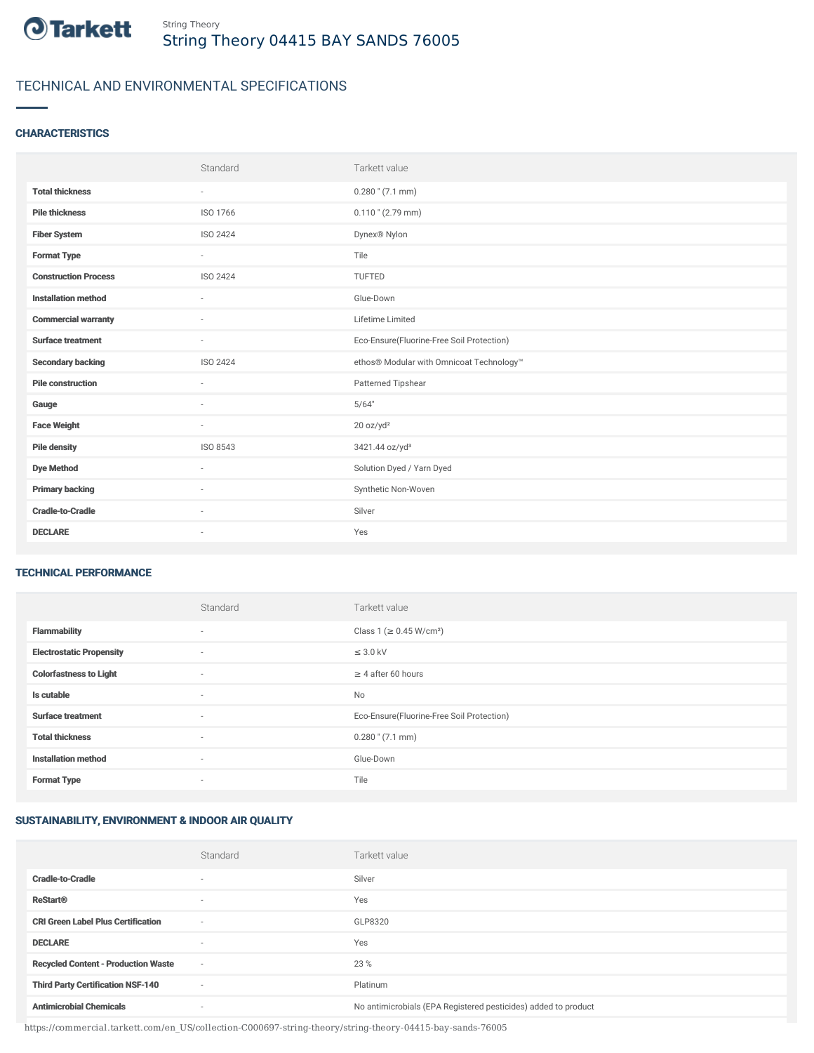Tarkett

String Theory

# String Theory 04415 BAY SANDS 76005

## TECHNICAL AND ENVIRONMENTAL SPECIFICATIONS

### CHARACTERISTICS

| | Standard | Tarkett value |
|---|---|---|
| **Total thickness** | - | 0.280 " (7.1 mm) |
| **Pile thickness** | ISO 1766 | 0.110 " (2.79 mm) |
| **Fiber System** | ISO 2424 | Dynex® Nylon |
| **Format Type** | - | Tile |
| **Construction Process** | ISO 2424 | TUFTED |
| **Installation method** | - | Glue-Down |
| **Commercial warranty** | - | Lifetime Limited |
| **Surface treatment** | - | Eco-Ensure(Fluorine-Free Soil Protection) |
| **Secondary backing** | ISO 2424 | ethos® Modular with Omnicoat Technology™ |
| **Pile construction** | - | Patterned Tipshear |
| **Gauge** | - | 5/64" |
| **Face Weight** | - | 20 oz/yd² |
| **Pile density** | ISO 8543 | 3421.44 oz/yd³ |
| **Dye Method** | - | Solution Dyed / Yarn Dyed |
| **Primary backing** | - | Synthetic Non-Woven |
| **Cradle-to-Cradle** | - | Silver |
| **DECLARE** | - | Yes |

### TECHNICAL PERFORMANCE

| | Standard | Tarkett value |
|---|---|---|
| **Flammability** | - | Class 1 (≥ 0.45 W/cm²) |
| **Electrostatic Propensity** | - | ≤ 3.0 kV |
| **Colorfastness to Light** | - | ≥ 4 after 60 hours |
| **Is cutable** | - | No |
| **Surface treatment** | - | Eco-Ensure(Fluorine-Free Soil Protection) |
| **Total thickness** | - | 0.280 " (7.1 mm) |
| **Installation method** | - | Glue-Down |
| **Format Type** | - | Tile |

### SUSTAINABILITY, ENVIRONMENT & INDOOR AIR QUALITY

| | Standard | Tarkett value |
|---|---|---|
| **Cradle-to-Cradle** | - | Silver |
| **ReStart®** | - | Yes |
| **CRI Green Label Plus Certification** | - | GLP8320 |
| **DECLARE** | - | Yes |
| **Recycled Content - Production Waste** | - | 23 % |
| **Third Party Certification NSF-140** | - | Platinum |
| **Antimicrobial Chemicals** | - | No antimicrobials (EPA Registered pesticides) added to product |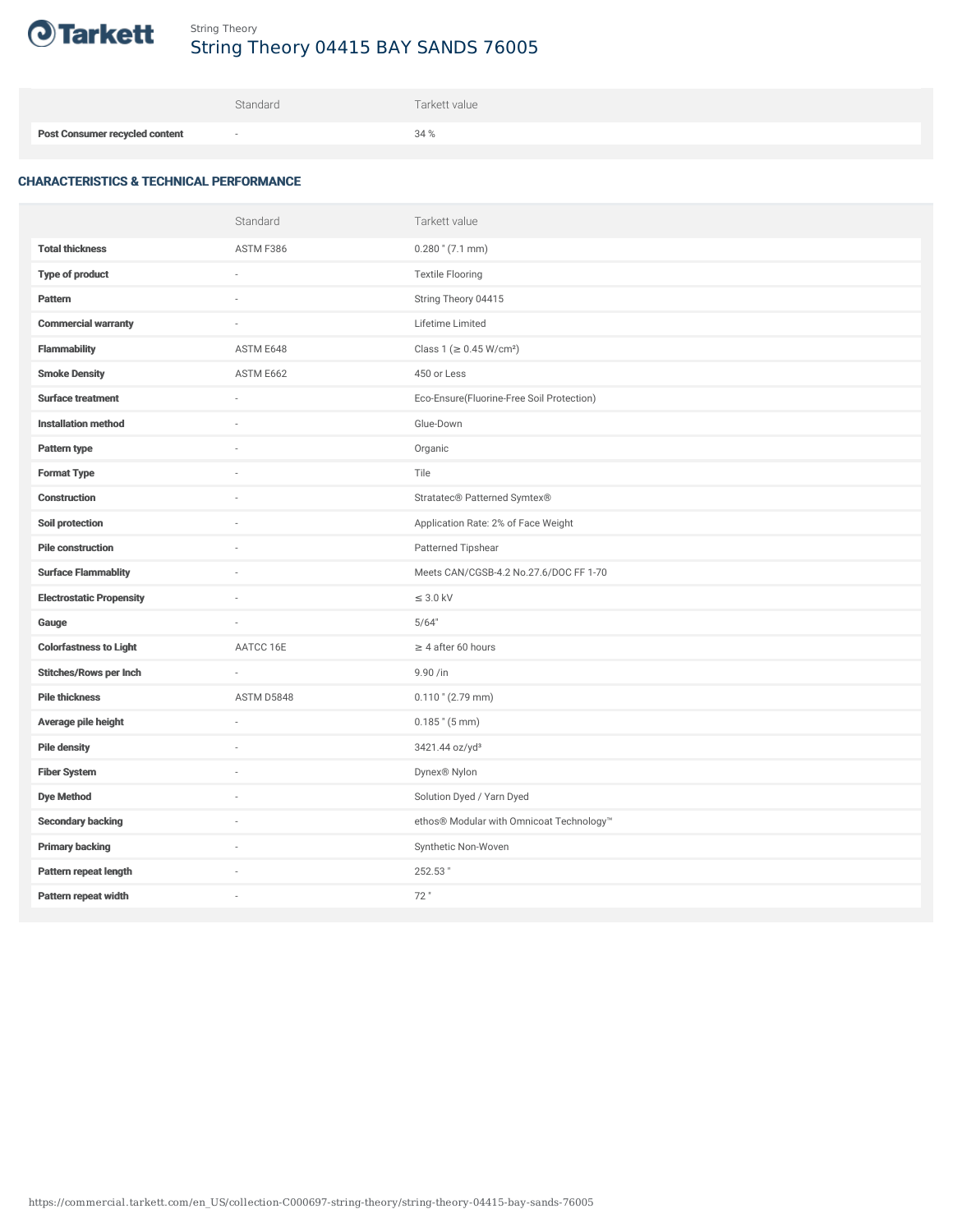String Theory

# String Theory 04415 BAY SANDS 76005

| | Standard | Tarkett value |
|---|---|---|
| **Post Consumer recycled content** | - | 34 % |

## CHARACTERISTICS & TECHNICAL PERFORMANCE

| | Standard | Tarkett value |
|---|---|---|
| **Total thickness** | ASTM F386 | 0.280 " (7.1 mm) |
| **Type of product** | - | Textile Flooring |
| **Pattern** | - | String Theory 04415 |
| **Commercial warranty** | - | Lifetime Limited |
| **Flammability** | ASTM E648 | Class 1 (≥ 0.45 W/cm²) |
| **Smoke Density** | ASTM E662 | 450 or Less |
| **Surface treatment** | - | Eco-Ensure(Fluorine-Free Soil Protection) |
| **Installation method** | - | Glue-Down |
| **Pattern type** | - | Organic |
| **Format Type** | - | Tile |
| **Construction** | - | Stratatec® Patterned Symtex® |
| **Soil protection** | - | Application Rate: 2% of Face Weight |
| **Pile construction** | - | Patterned Tipshear |
| **Surface Flammablity** | - | Meets CAN/CGSB-4.2 No.27.6/DOC FF 1-70 |
| **Electrostatic Propensity** | - | ≤ 3.0 kV |
| **Gauge** | - | 5/64" |
| **Colorfastness to Light** | AATCC 16E | ≥ 4 after 60 hours |
| **Stitches/Rows per Inch** | - | 9.90 /in |
| **Pile thickness** | ASTM D5848 | 0.110 " (2.79 mm) |
| **Average pile height** | - | 0.185 " (5 mm) |
| **Pile density** | - | 3421.44 oz/yd³ |
| **Fiber System** | - | Dynex® Nylon |
| **Dye Method** | - | Solution Dyed / Yarn Dyed |
| **Secondary backing** | - | ethos® Modular with Omnicoat Technology™ |
| **Primary backing** | - | Synthetic Non-Woven |
| **Pattern repeat length** | - | 252.53 " |
| **Pattern repeat width** | - | 72 " |